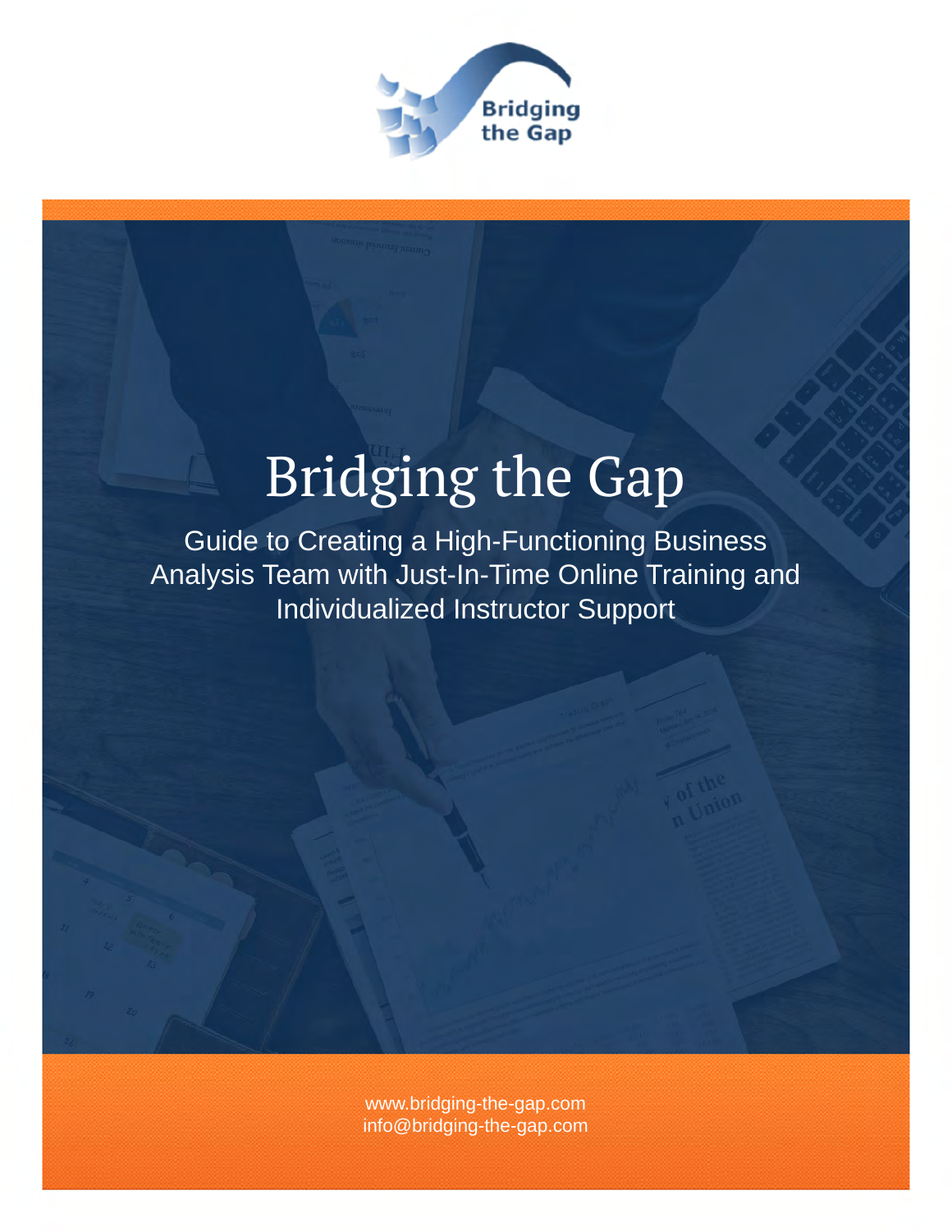# Bridging the Gap

Guide to Creating a High-Functioning Business Analysis Team with Just-In-Time Online Training and Individualized Instructor Support

www.bridging-the-gap.com
info@bridging-the-gap.com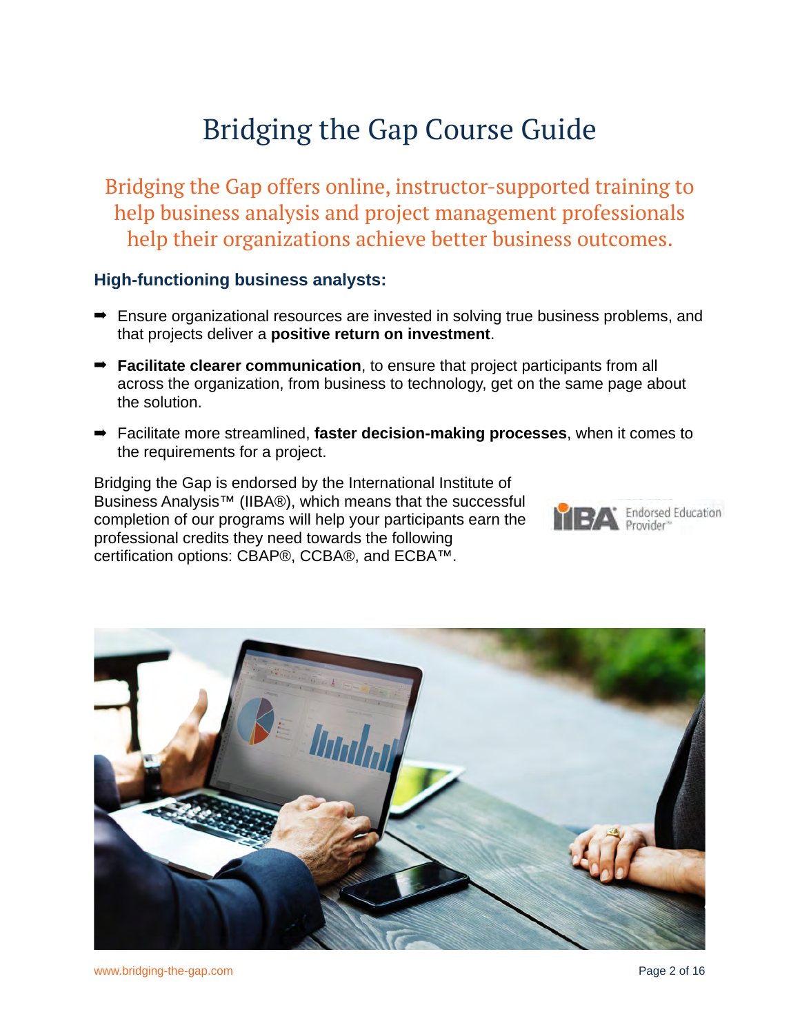# Bridging the Gap Course Guide

## Bridging the Gap offers online, instructor-supported training to help business analysis and project management professionals help their organizations achieve better business outcomes.

### High-functioning business analysts:

- Ensure organizational resources are invested in solving true business problems, and that projects deliver a **positive return on investment**.
- **Facilitate clearer communication**, to ensure that project participants from all across the organization, from business to technology, get on the same page about the solution.
- Facilitate more streamlined, **faster decision-making processes**, when it comes to the requirements for a project.

Bridging the Gap is endorsed by the International Institute of Business Analysis™ (IIBA®), which means that the successful completion of our programs will help your participants earn the professional credits they need towards the following certification options: CBAP®, CCBA®, and ECBA™.

IIBA Endorsed Education Provider™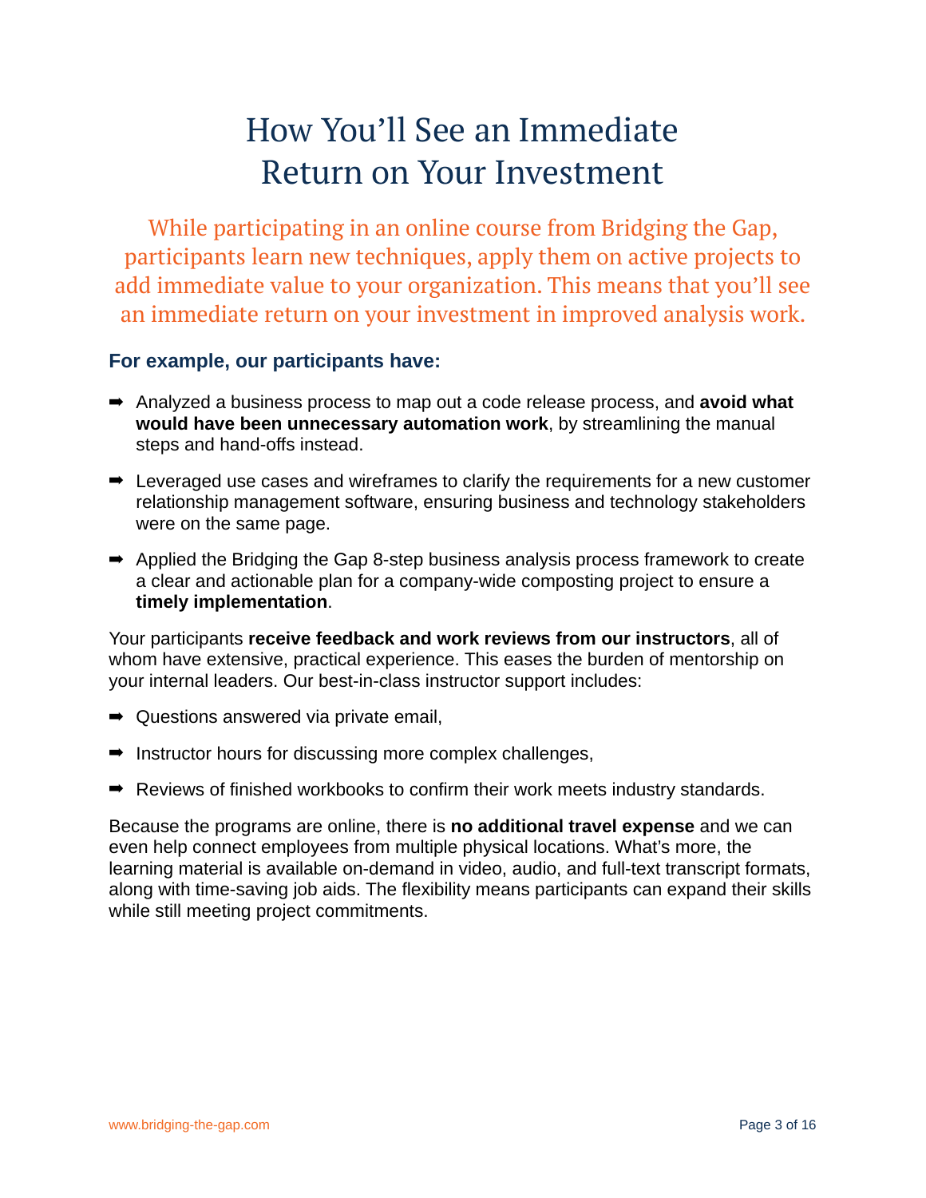# How You'll See an Immediate Return on Your Investment

While participating in an online course from Bridging the Gap, participants learn new techniques, apply them on active projects to add immediate value to your organization. This means that you'll see an immediate return on your investment in improved analysis work.

### For example, our participants have:

- ➡ Analyzed a business process to map out a code release process, and **avoid what would have been unnecessary automation work**, by streamlining the manual steps and hand-offs instead.
- ➡ Leveraged use cases and wireframes to clarify the requirements for a new customer relationship management software, ensuring business and technology stakeholders were on the same page.
- ➡ Applied the Bridging the Gap 8-step business analysis process framework to create a clear and actionable plan for a company-wide composting project to ensure a **timely implementation**.

Your participants **receive feedback and work reviews from our instructors**, all of whom have extensive, practical experience. This eases the burden of mentorship on your internal leaders. Our best-in-class instructor support includes:

- ➡ Questions answered via private email,
- ➡ Instructor hours for discussing more complex challenges,
- ➡ Reviews of finished workbooks to confirm their work meets industry standards.

Because the programs are online, there is **no additional travel expense** and we can even help connect employees from multiple physical locations. What's more, the learning material is available on-demand in video, audio, and full-text transcript formats, along with time-saving job aids. The flexibility means participants can expand their skills while still meeting project commitments.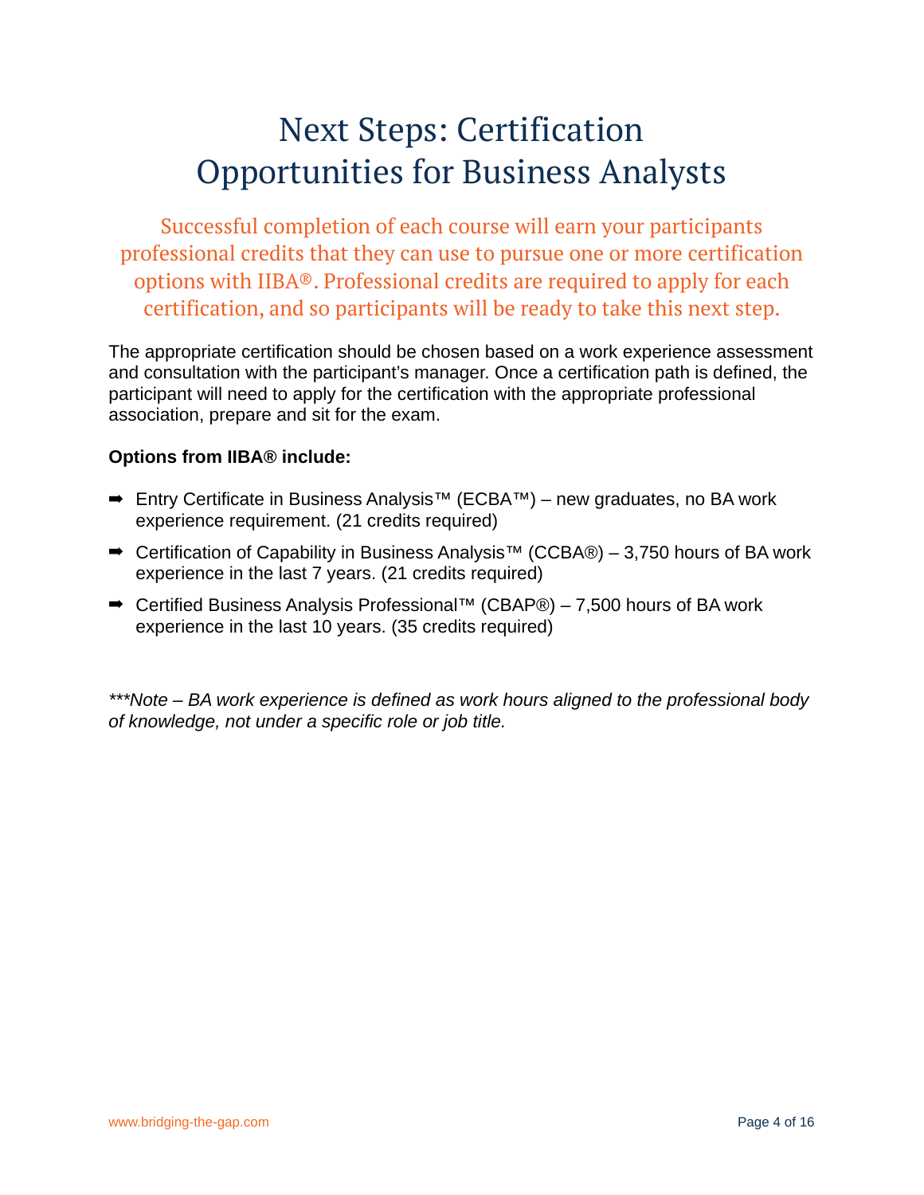# Next Steps: Certification Opportunities for Business Analysts

Successful completion of each course will earn your participants professional credits that they can use to pursue one or more certification options with IIBA®. Professional credits are required to apply for each certification, and so participants will be ready to take this next step.

The appropriate certification should be chosen based on a work experience assessment and consultation with the participant's manager. Once a certification path is defined, the participant will need to apply for the certification with the appropriate professional association, prepare and sit for the exam.

**Options from IIBA® include:**

- Entry Certificate in Business Analysis™ (ECBA™) – new graduates, no BA work experience requirement. (21 credits required)
- Certification of Capability in Business Analysis™ (CCBA®) – 3,750 hours of BA work experience in the last 7 years. (21 credits required)
- Certified Business Analysis Professional™ (CBAP®) – 7,500 hours of BA work experience in the last 10 years. (35 credits required)

*\*\*\*Note – BA work experience is defined as work hours aligned to the professional body of knowledge, not under a specific role or job title.*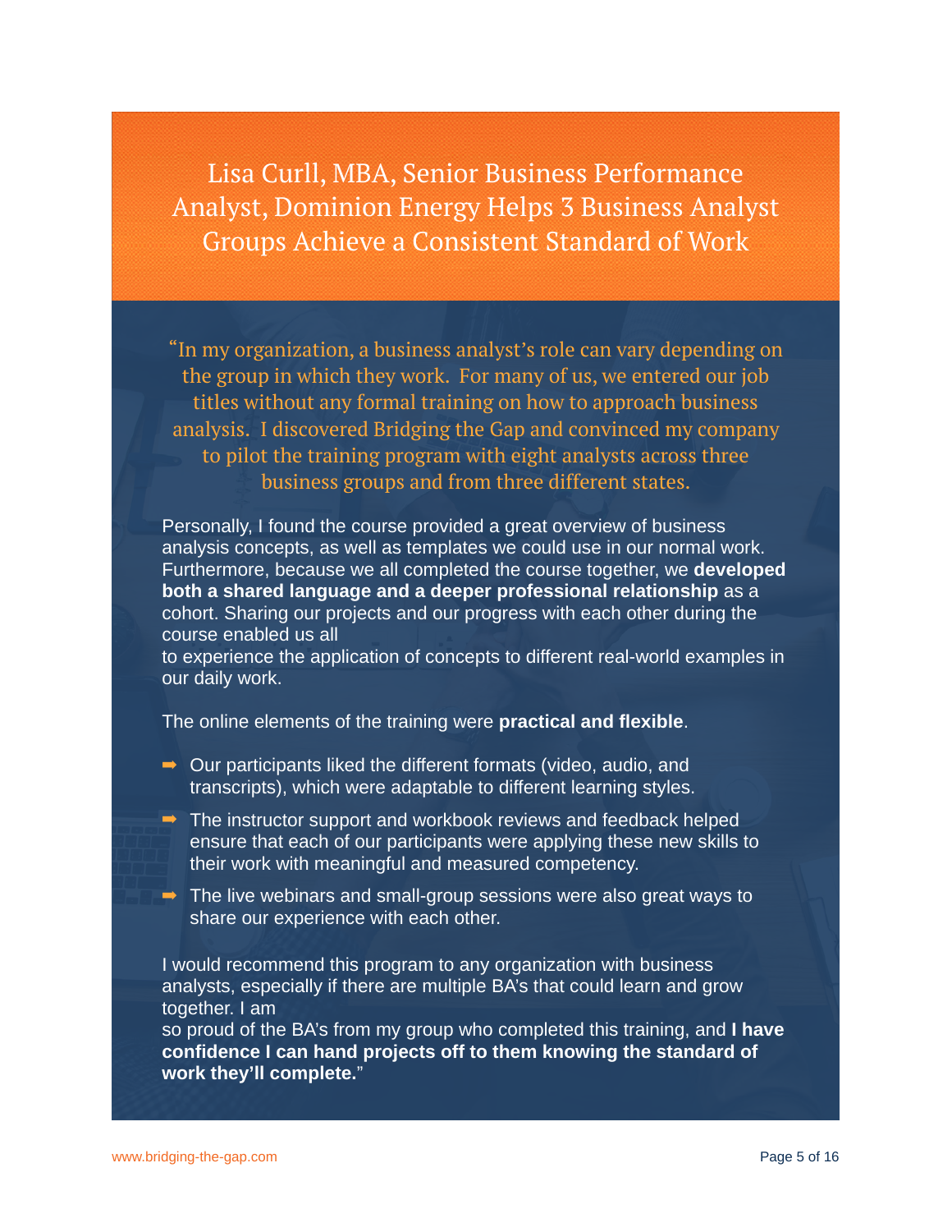# Lisa Curll, MBA, Senior Business Performance Analyst, Dominion Energy Helps 3 Business Analyst Groups Achieve a Consistent Standard of Work

"In my organization, a business analyst's role can vary depending on the group in which they work. For many of us, we entered our job titles without any formal training on how to approach business analysis. I discovered Bridging the Gap and convinced my company to pilot the training program with eight analysts across three business groups and from three different states.

Personally, I found the course provided a great overview of business analysis concepts, as well as templates we could use in our normal work. Furthermore, because we all completed the course together, we **developed both a shared language and a deeper professional relationship** as a cohort. Sharing our projects and our progress with each other during the course enabled us all to experience the application of concepts to different real-world examples in our daily work.

The online elements of the training were **practical and flexible**.

- Our participants liked the different formats (video, audio, and transcripts), which were adaptable to different learning styles.
- The instructor support and workbook reviews and feedback helped ensure that each of our participants were applying these new skills to their work with meaningful and measured competency.
- The live webinars and small-group sessions were also great ways to share our experience with each other.

I would recommend this program to any organization with business analysts, especially if there are multiple BA's that could learn and grow together. I am so proud of the BA's from my group who completed this training, and **I have confidence I can hand projects off to them knowing the standard of work they'll complete.**"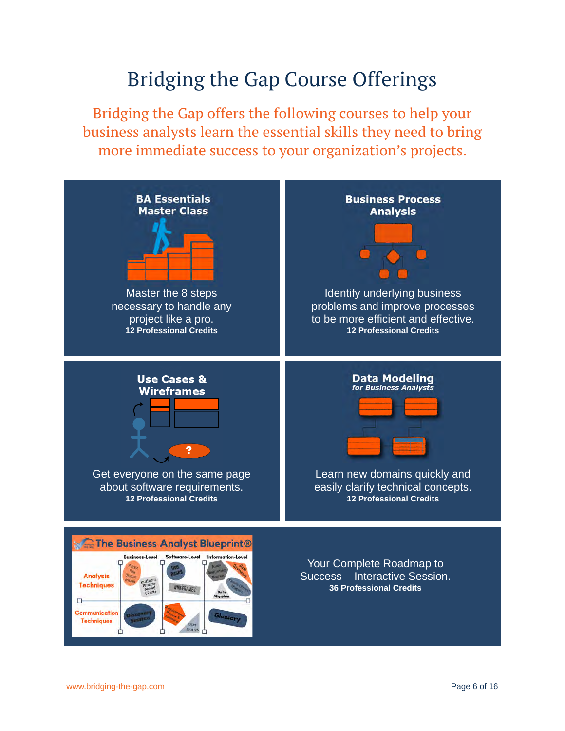# Bridging the Gap Course Offerings

Bridging the Gap offers the following courses to help your business analysts learn the essential skills they need to bring more immediate success to your organization's projects.

### BA Essentials Master Class

Master the 8 steps necessary to handle any project like a pro.
**12 Professional Credits**

### Business Process Analysis

Identify underlying business problems and improve processes to be more efficient and effective.
**12 Professional Credits**

### Use Cases & Wireframes

Get everyone on the same page about software requirements.
**12 Professional Credits**

### Data Modeling *for Business Analysts*

Learn new domains quickly and easily clarify technical concepts.
**12 Professional Credits**

### The Business Analyst Blueprint®

Your Complete Roadmap to Success – Interactive Session.
**36 Professional Credits**

www.bridging-the-gap.com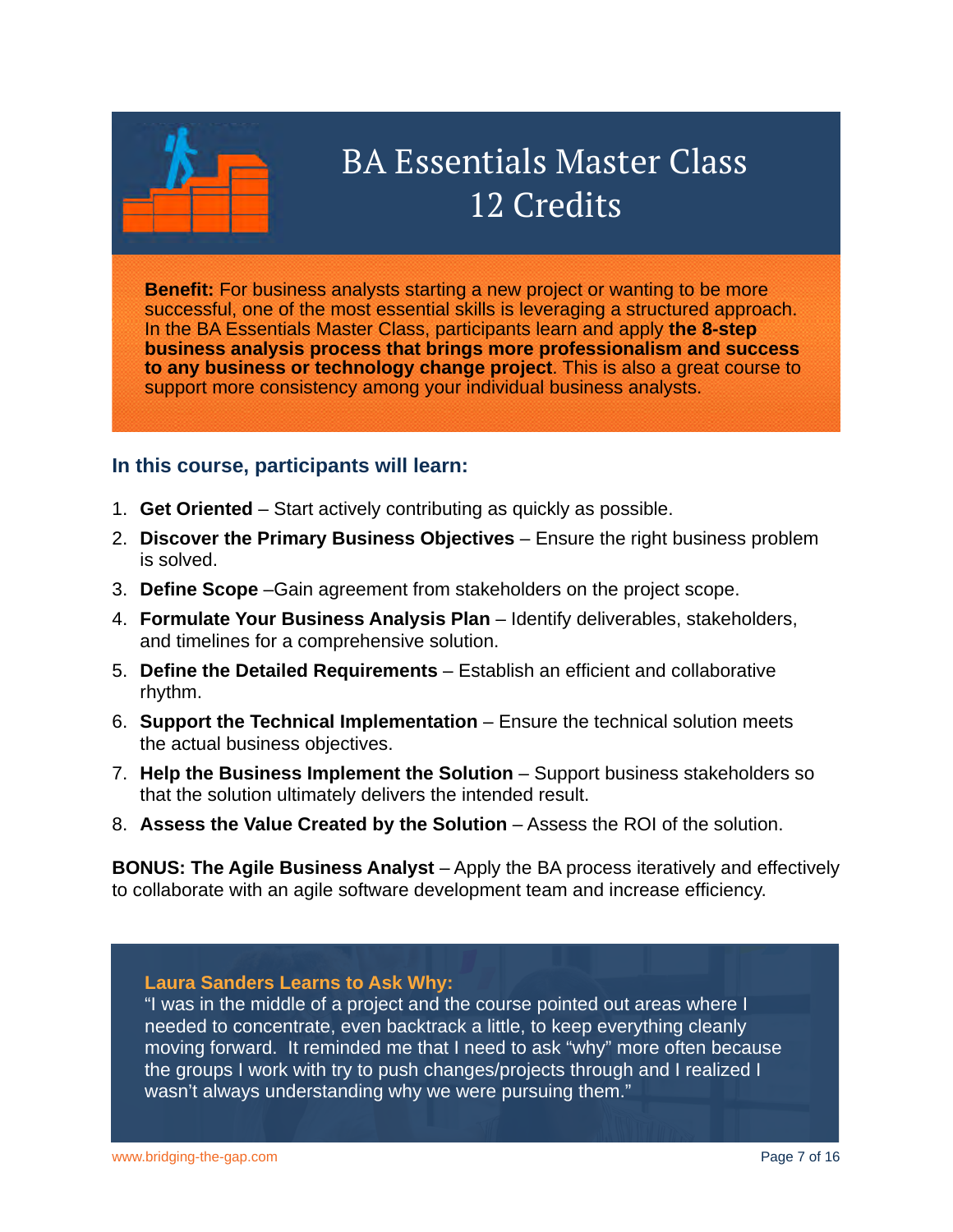# BA Essentials Master Class 12 Credits

**Benefit:** For business analysts starting a new project or wanting to be more successful, one of the most essential skills is leveraging a structured approach. In the BA Essentials Master Class, participants learn and apply **the 8-step business analysis process that brings more professionalism and success to any business or technology change project**. This is also a great course to support more consistency among your individual business analysts.

## In this course, participants will learn:

1. **Get Oriented** – Start actively contributing as quickly as possible.
2. **Discover the Primary Business Objectives** – Ensure the right business problem is solved.
3. **Define Scope** –Gain agreement from stakeholders on the project scope.
4. **Formulate Your Business Analysis Plan** – Identify deliverables, stakeholders, and timelines for a comprehensive solution.
5. **Define the Detailed Requirements** – Establish an efficient and collaborative rhythm.
6. **Support the Technical Implementation** – Ensure the technical solution meets the actual business objectives.
7. **Help the Business Implement the Solution** – Support business stakeholders so that the solution ultimately delivers the intended result.
8. **Assess the Value Created by the Solution** – Assess the ROI of the solution.

**BONUS: The Agile Business Analyst** – Apply the BA process iteratively and effectively to collaborate with an agile software development team and increase efficiency.

**Laura Sanders Learns to Ask Why:**
"I was in the middle of a project and the course pointed out areas where I needed to concentrate, even backtrack a little, to keep everything cleanly moving forward. It reminded me that I need to ask "why" more often because the groups I work with try to push changes/projects through and I realized I wasn't always understanding why we were pursuing them."

www.bridging-the-gap.com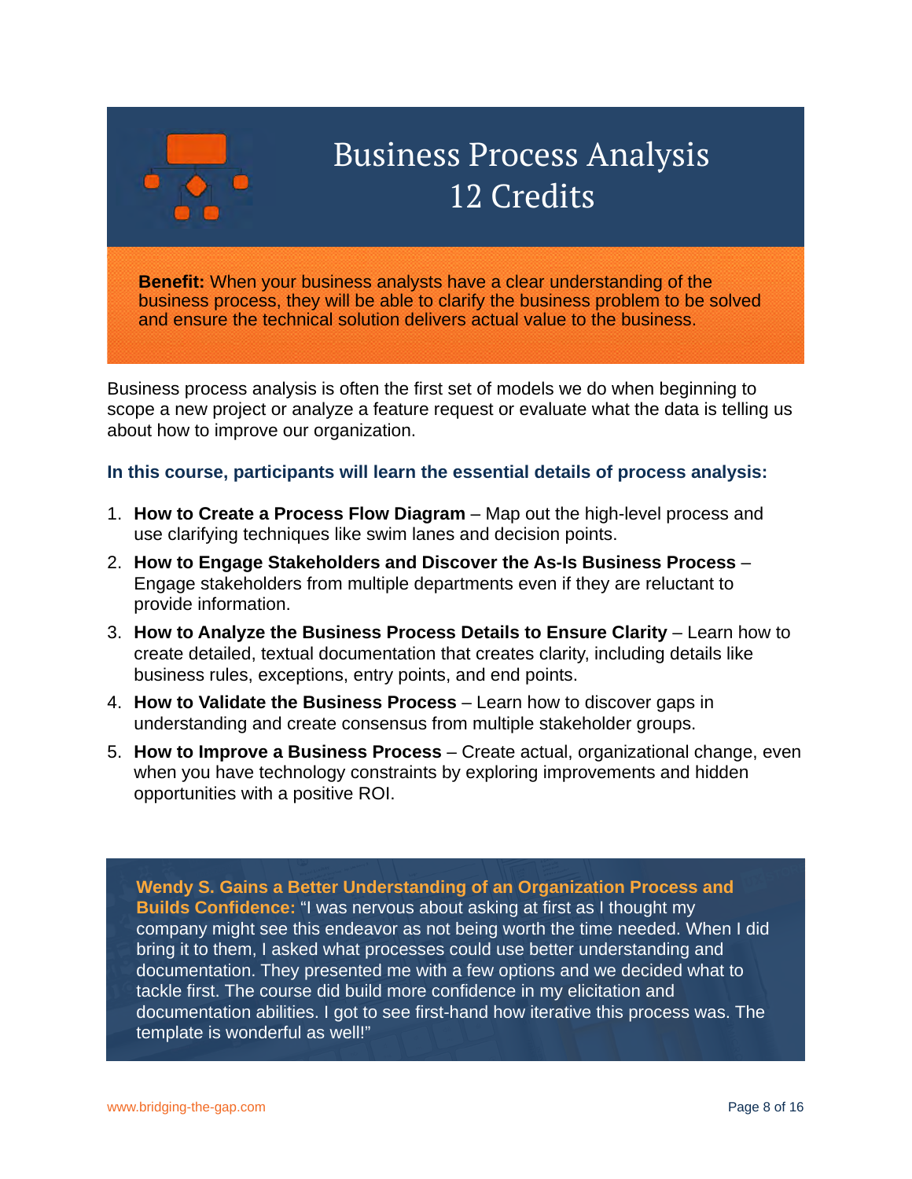# Business Process Analysis
# 12 Credits

**Benefit:** When your business analysts have a clear understanding of the business process, they will be able to clarify the business problem to be solved and ensure the technical solution delivers actual value to the business.

Business process analysis is often the first set of models we do when beginning to scope a new project or analyze a feature request or evaluate what the data is telling us about how to improve our organization.

**In this course, participants will learn the essential details of process analysis:**

1. **How to Create a Process Flow Diagram** – Map out the high-level process and use clarifying techniques like swim lanes and decision points.
2. **How to Engage Stakeholders and Discover the As-Is Business Process** – Engage stakeholders from multiple departments even if they are reluctant to provide information.
3. **How to Analyze the Business Process Details to Ensure Clarity** – Learn how to create detailed, textual documentation that creates clarity, including details like business rules, exceptions, entry points, and end points.
4. **How to Validate the Business Process** – Learn how to discover gaps in understanding and create consensus from multiple stakeholder groups.
5. **How to Improve a Business Process** – Create actual, organizational change, even when you have technology constraints by exploring improvements and hidden opportunities with a positive ROI.

**Wendy S. Gains a Better Understanding of an Organization Process and Builds Confidence:** "I was nervous about asking at first as I thought my company might see this endeavor as not being worth the time needed. When I did bring it to them, I asked what processes could use better understanding and documentation. They presented me with a few options and we decided what to tackle first. The course did build more confidence in my elicitation and documentation abilities. I got to see first-hand how iterative this process was. The template is wonderful as well!"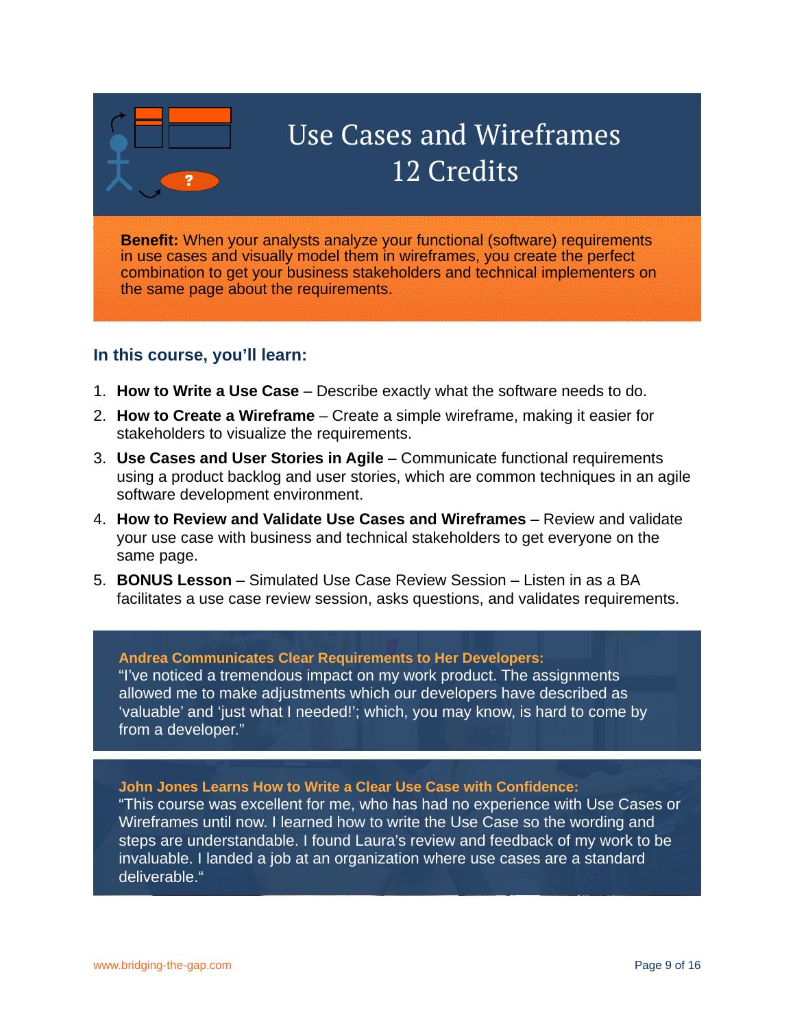# Use Cases and Wireframes
# 12 Credits

**Benefit:** When your analysts analyze your functional (software) requirements in use cases and visually model them in wireframes, you create the perfect combination to get your business stakeholders and technical implementers on the same page about the requirements.

## In this course, you'll learn:

1. **How to Write a Use Case** – Describe exactly what the software needs to do.
2. **How to Create a Wireframe** – Create a simple wireframe, making it easier for stakeholders to visualize the requirements.
3. **Use Cases and User Stories in Agile** – Communicate functional requirements using a product backlog and user stories, which are common techniques in an agile software development environment.
4. **How to Review and Validate Use Cases and Wireframes** – Review and validate your use case with business and technical stakeholders to get everyone on the same page.
5. **BONUS Lesson** – Simulated Use Case Review Session – Listen in as a BA facilitates a use case review session, asks questions, and validates requirements.

**Andrea Communicates Clear Requirements to Her Developers:**
"I've noticed a tremendous impact on my work product. The assignments allowed me to make adjustments which our developers have described as 'valuable' and 'just what I needed!'; which, you may know, is hard to come by from a developer."

**John Jones Learns How to Write a Clear Use Case with Confidence:**
"This course was excellent for me, who has had no experience with Use Cases or Wireframes until now. I learned how to write the Use Case so the wording and steps are understandable. I found Laura's review and feedback of my work to be invaluable. I landed a job at an organization where use cases are a standard deliverable."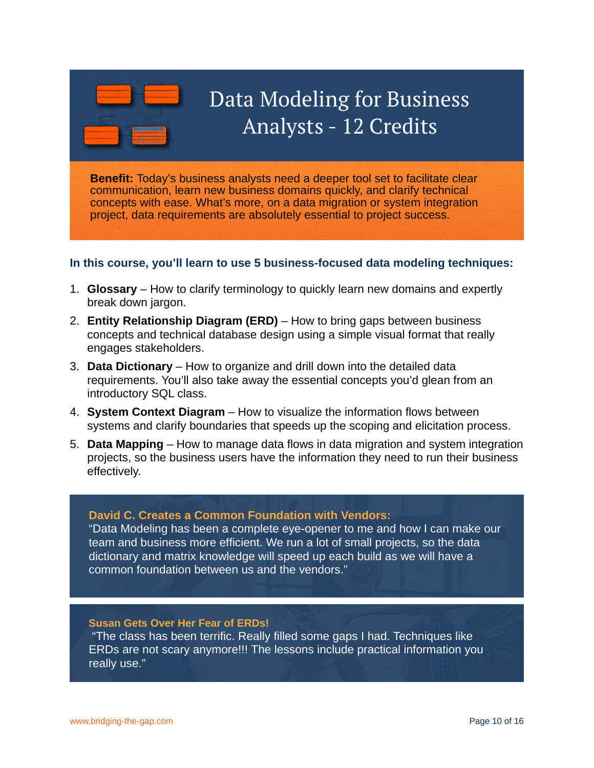# Data Modeling for Business Analysts - 12 Credits

**Benefit:** Today's business analysts need a deeper tool set to facilitate clear communication, learn new business domains quickly, and clarify technical concepts with ease. What's more, on a data migration or system integration project, data requirements are absolutely essential to project success.

### In this course, you'll learn to use 5 business-focused data modeling techniques:

1. **Glossary** – How to clarify terminology to quickly learn new domains and expertly break down jargon.
2. **Entity Relationship Diagram (ERD)** – How to bring gaps between business concepts and technical database design using a simple visual format that really engages stakeholders.
3. **Data Dictionary** – How to organize and drill down into the detailed data requirements. You'll also take away the essential concepts you'd glean from an introductory SQL class.
4. **System Context Diagram** – How to visualize the information flows between systems and clarify boundaries that speeds up the scoping and elicitation process.
5. **Data Mapping** – How to manage data flows in data migration and system integration projects, so the business users have the information they need to run their business effectively.

**David C. Creates a Common Foundation with Vendors:**
"Data Modeling has been a complete eye-opener to me and how I can make our team and business more efficient. We run a lot of small projects, so the data dictionary and matrix knowledge will speed up each build as we will have a common foundation between us and the vendors."

**Susan Gets Over Her Fear of ERDs!**
"The class has been terrific. Really filled some gaps I had. Techniques like ERDs are not scary anymore!!! The lessons include practical information you really use."

www.bridging-the-gap.com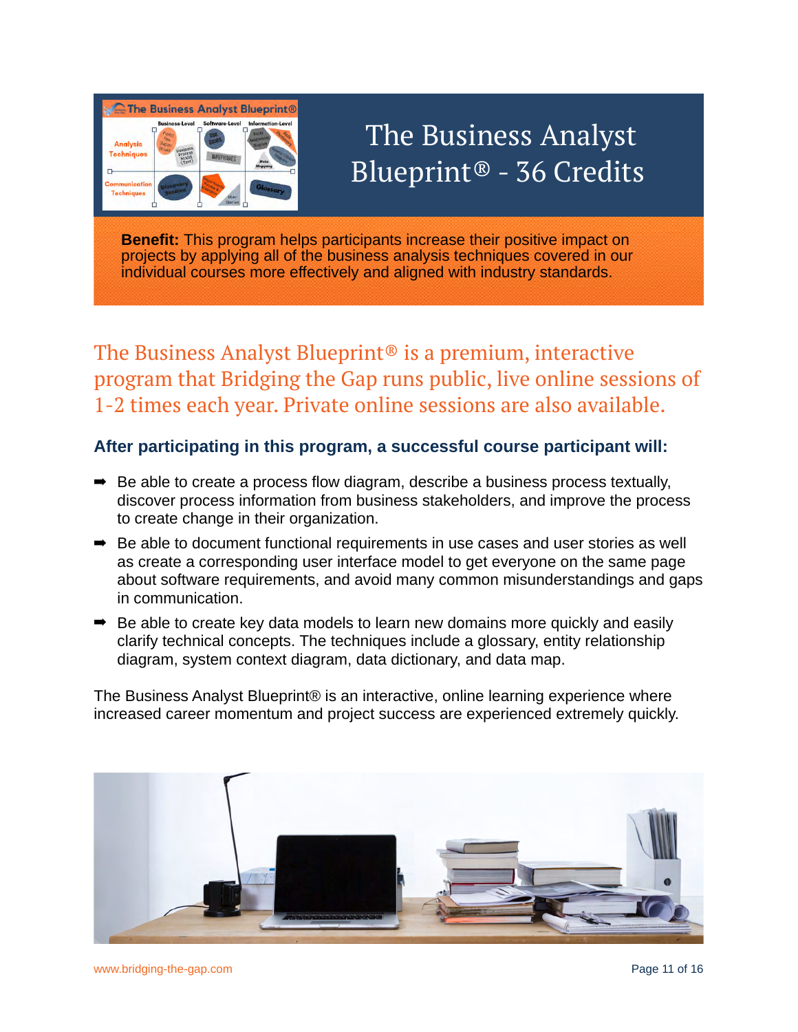# The Business Analyst Blueprint® - 36 Credits

**Benefit:** This program helps participants increase their positive impact on projects by applying all of the business analysis techniques covered in our individual courses more effectively and aligned with industry standards.

The Business Analyst Blueprint® is a premium, interactive program that Bridging the Gap runs public, live online sessions of 1-2 times each year. Private online sessions are also available.

**After participating in this program, a successful course participant will:**

- Be able to create a process flow diagram, describe a business process textually, discover process information from business stakeholders, and improve the process to create change in their organization.
- Be able to document functional requirements in use cases and user stories as well as create a corresponding user interface model to get everyone on the same page about software requirements, and avoid many common misunderstandings and gaps in communication.
- Be able to create key data models to learn new domains more quickly and easily clarify technical concepts. The techniques include a glossary, entity relationship diagram, system context diagram, data dictionary, and data map.

The Business Analyst Blueprint® is an interactive, online learning experience where increased career momentum and project success are experienced extremely quickly.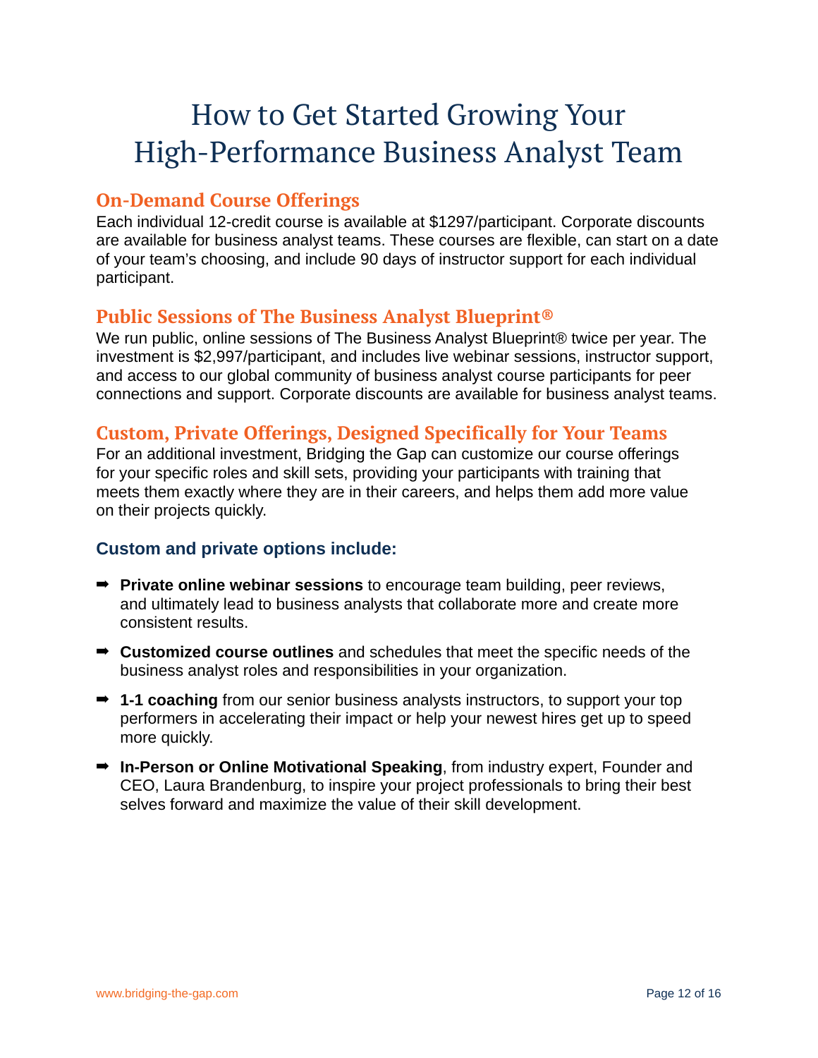# How to Get Started Growing Your High-Performance Business Analyst Team

## On-Demand Course Offerings

Each individual 12-credit course is available at $1297/participant. Corporate discounts are available for business analyst teams. These courses are flexible, can start on a date of your team's choosing, and include 90 days of instructor support for each individual participant.

## Public Sessions of The Business Analyst Blueprint®

We run public, online sessions of The Business Analyst Blueprint® twice per year. The investment is $2,997/participant, and includes live webinar sessions, instructor support, and access to our global community of business analyst course participants for peer connections and support. Corporate discounts are available for business analyst teams.

## Custom, Private Offerings, Designed Specifically for Your Teams

For an additional investment, Bridging the Gap can customize our course offerings for your specific roles and skill sets, providing your participants with training that meets them exactly where they are in their careers, and helps them add more value on their projects quickly.

### Custom and private options include:

- **Private online webinar sessions** to encourage team building, peer reviews, and ultimately lead to business analysts that collaborate more and create more consistent results.
- **Customized course outlines** and schedules that meet the specific needs of the business analyst roles and responsibilities in your organization.
- **1-1 coaching** from our senior business analysts instructors, to support your top performers in accelerating their impact or help your newest hires get up to speed more quickly.
- **In-Person or Online Motivational Speaking**, from industry expert, Founder and CEO, Laura Brandenburg, to inspire your project professionals to bring their best selves forward and maximize the value of their skill development.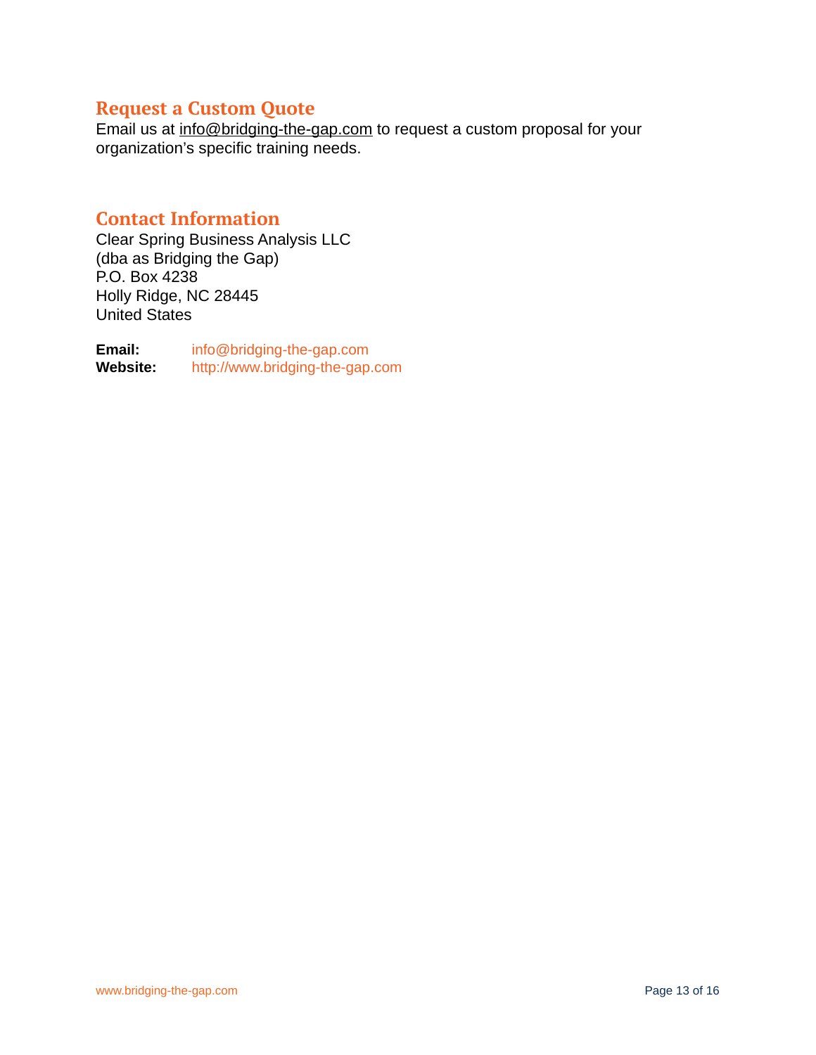## Request a Custom Quote

Email us at info@bridging-the-gap.com to request a custom proposal for your organization's specific training needs.

## Contact Information

Clear Spring Business Analysis LLC
(dba as Bridging the Gap)
P.O. Box 4238
Holly Ridge, NC 28445
United States

**Email:** info@bridging-the-gap.com
**Website:** http://www.bridging-the-gap.com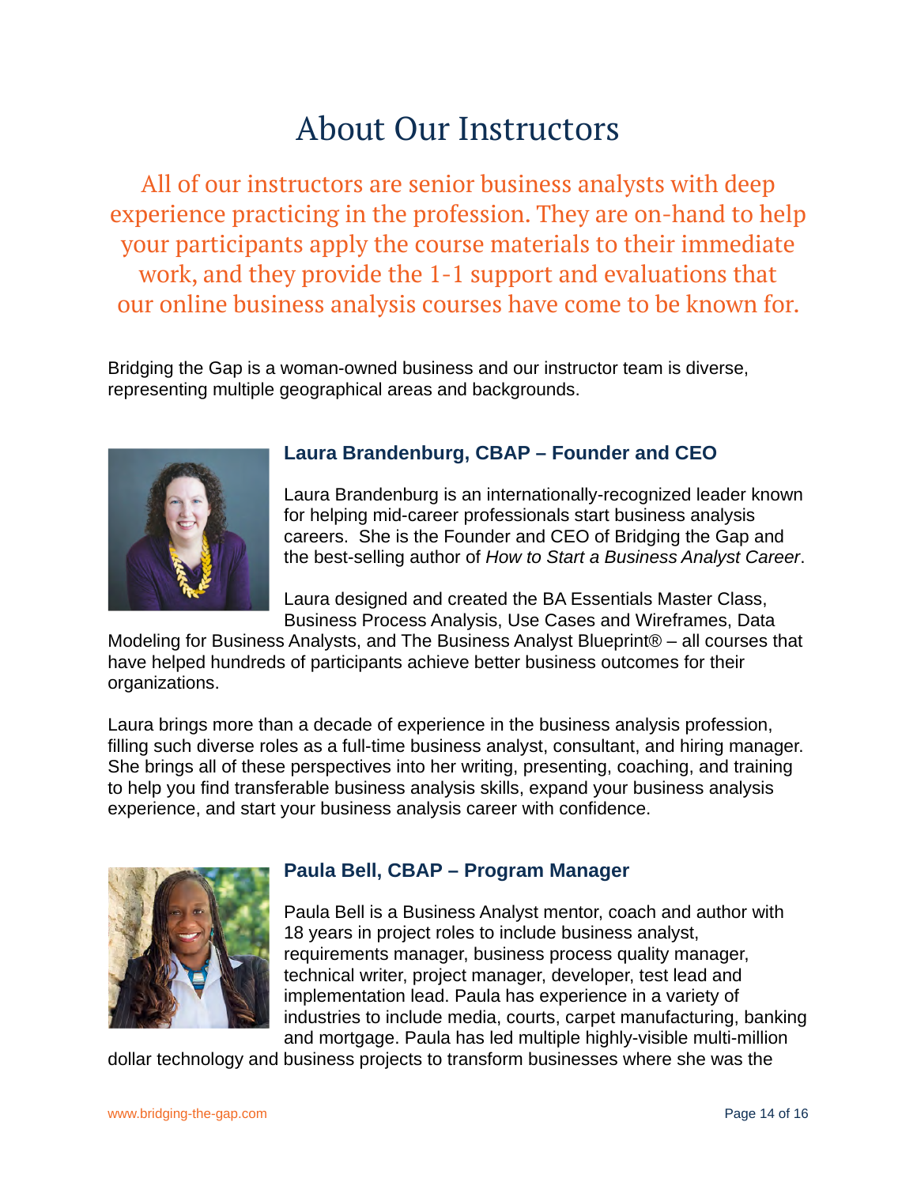# About Our Instructors

All of our instructors are senior business analysts with deep experience practicing in the profession. They are on-hand to help your participants apply the course materials to their immediate work, and they provide the 1-1 support and evaluations that our online business analysis courses have come to be known for.

Bridging the Gap is a woman-owned business and our instructor team is diverse, representing multiple geographical areas and backgrounds.

### Laura Brandenburg, CBAP – Founder and CEO

Laura Brandenburg is an internationally-recognized leader known for helping mid-career professionals start business analysis careers. She is the Founder and CEO of Bridging the Gap and the best-selling author of *How to Start a Business Analyst Career*.

Laura designed and created the BA Essentials Master Class, Business Process Analysis, Use Cases and Wireframes, Data Modeling for Business Analysts, and The Business Analyst Blueprint® – all courses that have helped hundreds of participants achieve better business outcomes for their organizations.

Laura brings more than a decade of experience in the business analysis profession, filling such diverse roles as a full-time business analyst, consultant, and hiring manager. She brings all of these perspectives into her writing, presenting, coaching, and training to help you find transferable business analysis skills, expand your business analysis experience, and start your business analysis career with confidence.

### Paula Bell, CBAP – Program Manager

Paula Bell is a Business Analyst mentor, coach and author with 18 years in project roles to include business analyst, requirements manager, business process quality manager, technical writer, project manager, developer, test lead and implementation lead. Paula has experience in a variety of industries to include media, courts, carpet manufacturing, banking and mortgage. Paula has led multiple highly-visible multi-million dollar technology and business projects to transform businesses where she was the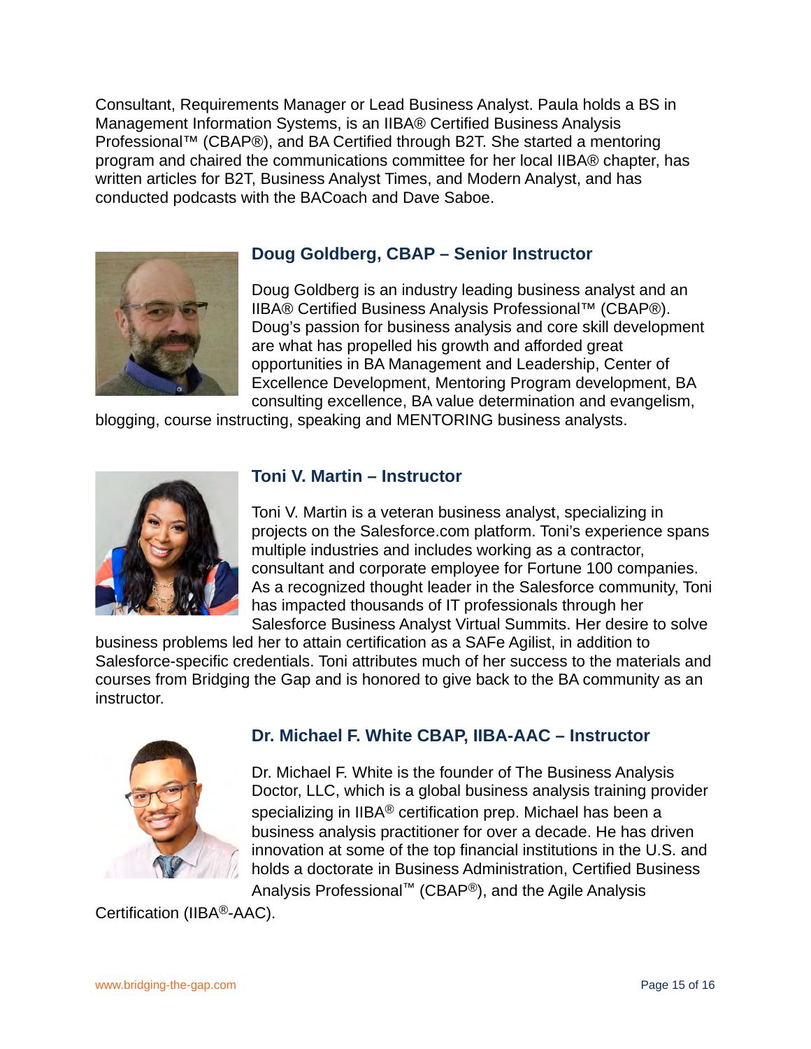Consultant, Requirements Manager or Lead Business Analyst. Paula holds a BS in Management Information Systems, is an IIBA® Certified Business Analysis Professional™ (CBAP®), and BA Certified through B2T. She started a mentoring program and chaired the communications committee for her local IIBA® chapter, has written articles for B2T, Business Analyst Times, and Modern Analyst, and has conducted podcasts with the BACoach and Dave Saboe.

### Doug Goldberg, CBAP – Senior Instructor

Doug Goldberg is an industry leading business analyst and an IIBA® Certified Business Analysis Professional™ (CBAP®). Doug's passion for business analysis and core skill development are what has propelled his growth and afforded great opportunities in BA Management and Leadership, Center of Excellence Development, Mentoring Program development, BA consulting excellence, BA value determination and evangelism, blogging, course instructing, speaking and MENTORING business analysts.

### Toni V. Martin – Instructor

Toni V. Martin is a veteran business analyst, specializing in projects on the Salesforce.com platform. Toni's experience spans multiple industries and includes working as a contractor, consultant and corporate employee for Fortune 100 companies. As a recognized thought leader in the Salesforce community, Toni has impacted thousands of IT professionals through her Salesforce Business Analyst Virtual Summits. Her desire to solve business problems led her to attain certification as a SAFe Agilist, in addition to Salesforce-specific credentials. Toni attributes much of her success to the materials and courses from Bridging the Gap and is honored to give back to the BA community as an instructor.

### Dr. Michael F. White CBAP, IIBA-AAC – Instructor

Dr. Michael F. White is the founder of The Business Analysis Doctor, LLC, which is a global business analysis training provider specializing in IIBA® certification prep. Michael has been a business analysis practitioner for over a decade. He has driven innovation at some of the top financial institutions in the U.S. and holds a doctorate in Business Administration, Certified Business Analysis Professional™ (CBAP®), and the Agile Analysis Certification (IIBA®-AAC).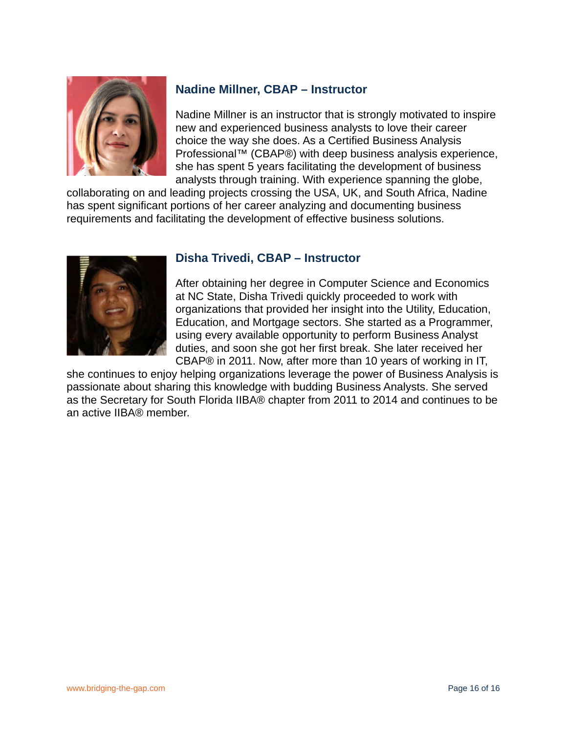### Nadine Millner, CBAP – Instructor

Nadine Millner is an instructor that is strongly motivated to inspire new and experienced business analysts to love their career choice the way she does. As a Certified Business Analysis Professional™ (CBAP®) with deep business analysis experience, she has spent 5 years facilitating the development of business analysts through training. With experience spanning the globe, collaborating on and leading projects crossing the USA, UK, and South Africa, Nadine has spent significant portions of her career analyzing and documenting business requirements and facilitating the development of effective business solutions.

### Disha Trivedi, CBAP – Instructor

After obtaining her degree in Computer Science and Economics at NC State, Disha Trivedi quickly proceeded to work with organizations that provided her insight into the Utility, Education, Education, and Mortgage sectors. She started as a Programmer, using every available opportunity to perform Business Analyst duties, and soon she got her first break. She later received her CBAP® in 2011. Now, after more than 10 years of working in IT, she continues to enjoy helping organizations leverage the power of Business Analysis is passionate about sharing this knowledge with budding Business Analysts. She served as the Secretary for South Florida IIBA® chapter from 2011 to 2014 and continues to be an active IIBA® member.